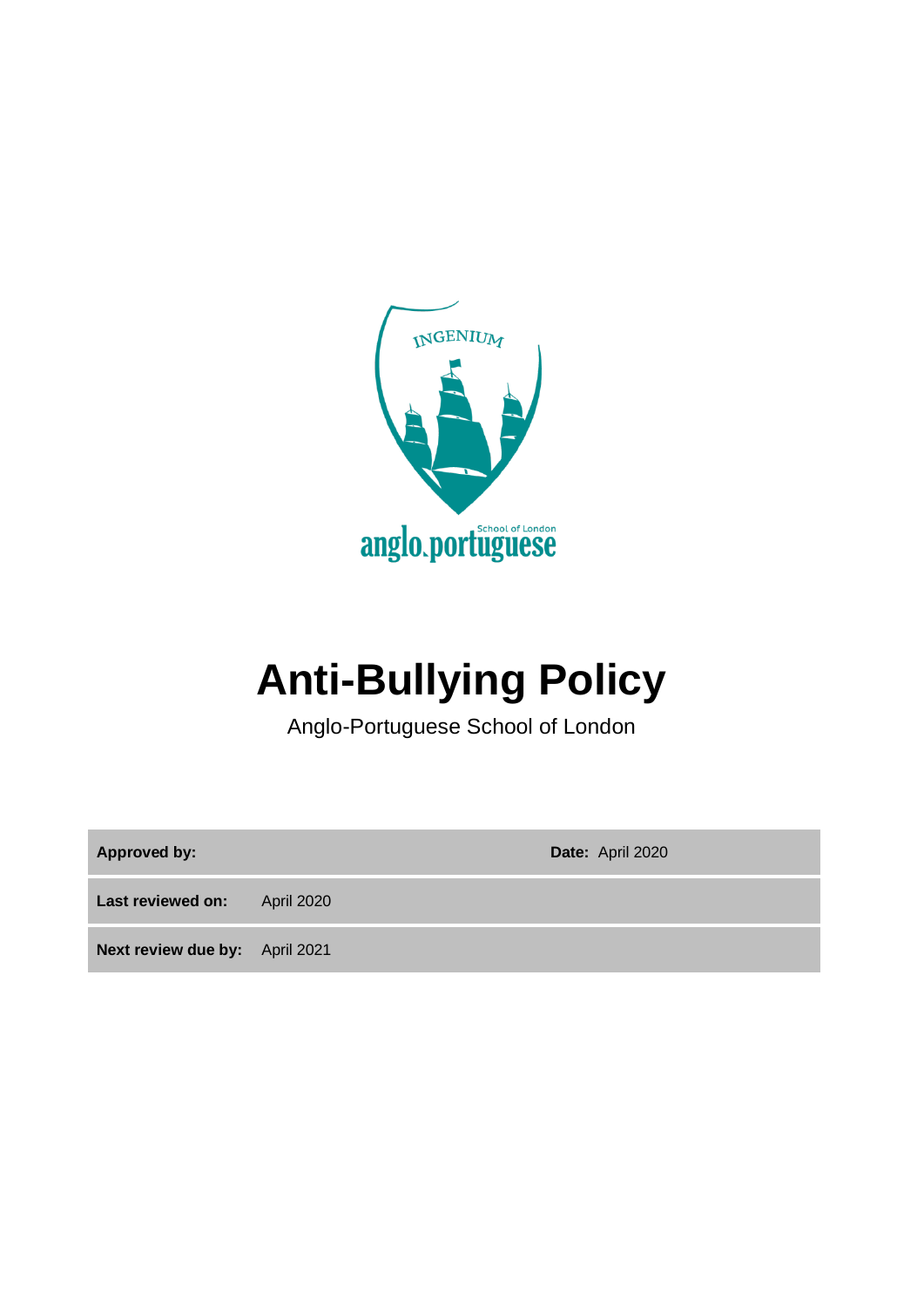INGENIUM

anglo.portuguese School of London

# Anti-Bullying Policy

Anglo-Portuguese School of London

| **Approved by:** | | **Date:** April 2020 |
|---|---|---|
| **Last reviewed on:** | April 2020 | |
| **Next review due by:** | April 2021 | |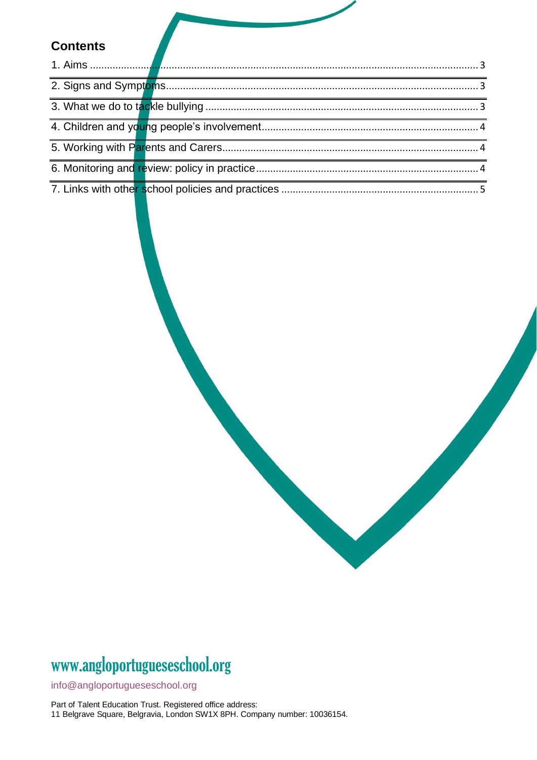## Contents

1. Aims ........................................................................................................................................ 3
2. Signs and Symptoms................................................................................................................ 3
3. What we do to tackle bullying ................................................................................................ 3
4. Children and young people's involvement.............................................................................. 4
5. Working with Parents and Carers........................................................................................... 4
6. Monitoring and review: policy in practice.............................................................................. 4
7. Links with other school policies and practices ...................................................................... 5

www.angloportugueseschool.org

info@angloportugueseschool.org

Part of Talent Education Trust. Registered office address:
11 Belgrave Square, Belgravia, London SW1X 8PH. Company number: 10036154.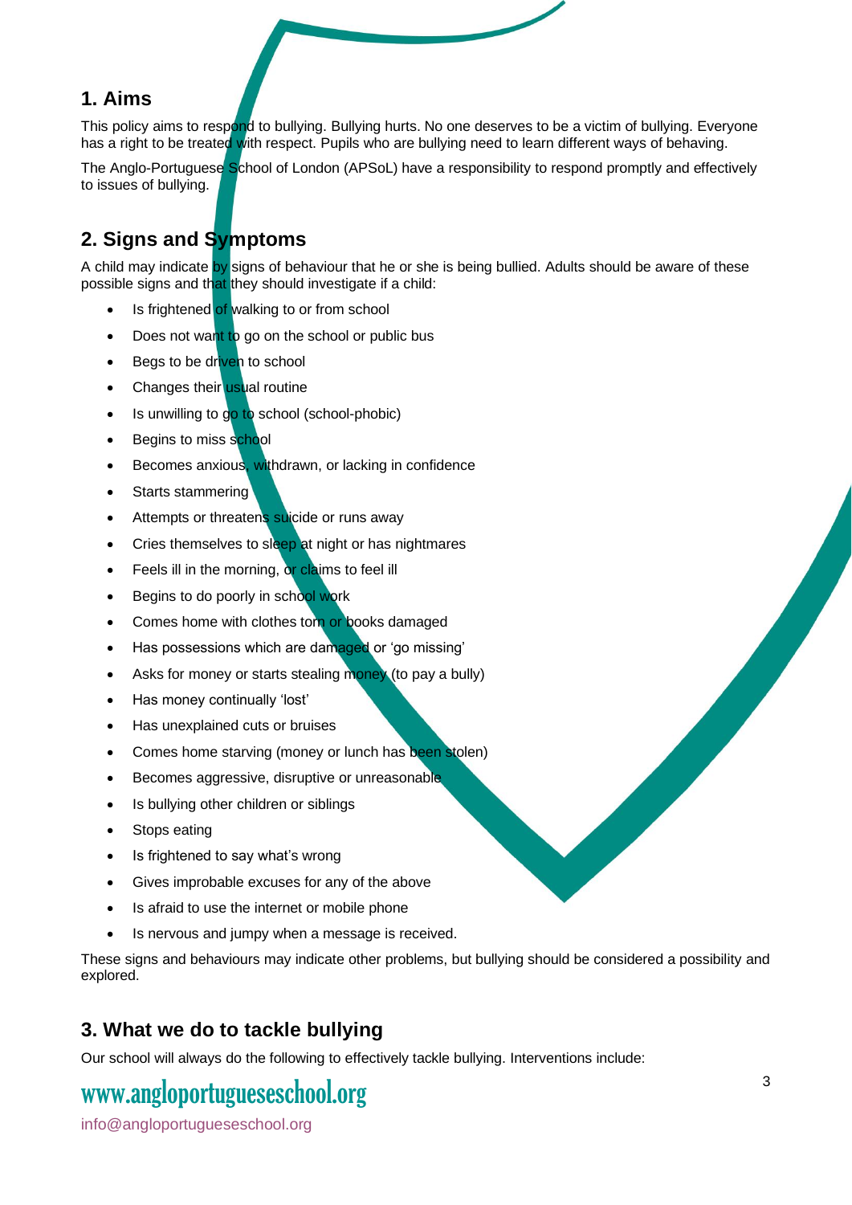## 1. Aims

This policy aims to respond to bullying. Bullying hurts. No one deserves to be a victim of bullying. Everyone has a right to be treated with respect. Pupils who are bullying need to learn different ways of behaving.

The Anglo-Portuguese School of London (APSoL) have a responsibility to respond promptly and effectively to issues of bullying.

## 2. Signs and Symptoms

A child may indicate by signs of behaviour that he or she is being bullied. Adults should be aware of these possible signs and that they should investigate if a child:

- Is frightened of walking to or from school
- Does not want to go on the school or public bus
- Begs to be driven to school
- Changes their usual routine
- Is unwilling to go to school (school-phobic)
- Begins to miss school
- Becomes anxious, withdrawn, or lacking in confidence
- Starts stammering
- Attempts or threatens suicide or runs away
- Cries themselves to sleep at night or has nightmares
- Feels ill in the morning, or claims to feel ill
- Begins to do poorly in school work
- Comes home with clothes torn or books damaged
- Has possessions which are damaged or 'go missing'
- Asks for money or starts stealing money (to pay a bully)
- Has money continually 'lost'
- Has unexplained cuts or bruises
- Comes home starving (money or lunch has been stolen)
- Becomes aggressive, disruptive or unreasonable
- Is bullying other children or siblings
- Stops eating
- Is frightened to say what's wrong
- Gives improbable excuses for any of the above
- Is afraid to use the internet or mobile phone
- Is nervous and jumpy when a message is received.

These signs and behaviours may indicate other problems, but bullying should be considered a possibility and explored.

## 3. What we do to tackle bullying

Our school will always do the following to effectively tackle bullying. Interventions include:

www.angloportugueseschool.org

info@angloportugueseschool.org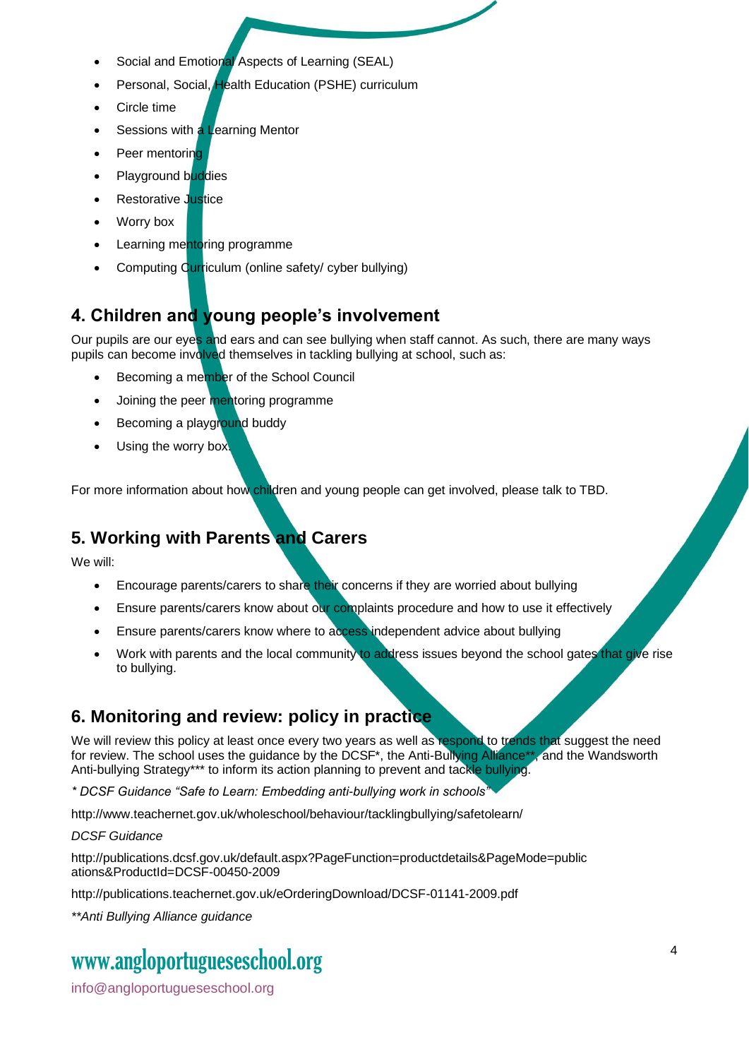- Social and Emotional Aspects of Learning (SEAL)
- Personal, Social, Health Education (PSHE) curriculum
- Circle time
- Sessions with a Learning Mentor
- Peer mentoring
- Playground buddies
- Restorative Justice
- Worry box
- Learning mentoring programme
- Computing Curriculum (online safety/ cyber bullying)

## 4. Children and young people's involvement

Our pupils are our eyes and ears and can see bullying when staff cannot. As such, there are many ways pupils can become involved themselves in tackling bullying at school, such as:

- Becoming a member of the School Council
- Joining the peer mentoring programme
- Becoming a playground buddy
- Using the worry box.

For more information about how children and young people can get involved, please talk to TBD.

## 5. Working with Parents and Carers

We will:

- Encourage parents/carers to share their concerns if they are worried about bullying
- Ensure parents/carers know about our complaints procedure and how to use it effectively
- Ensure parents/carers know where to access independent advice about bullying
- Work with parents and the local community to address issues beyond the school gates that give rise to bullying.

## 6. Monitoring and review: policy in practice

We will review this policy at least once every two years as well as respond to trends that suggest the need for review. The school uses the guidance by the DCSF*, the Anti-Bullying Alliance**, and the Wandsworth Anti-bullying Strategy*** to inform its action planning to prevent and tackle bullying.

*\* DCSF Guidance "Safe to Learn: Embedding anti-bullying work in schools"*

http://www.teachernet.gov.uk/wholeschool/behaviour/tacklingbullying/safetolearn/

*DCSF Guidance*

http://publications.dcsf.gov.uk/default.aspx?PageFunction=productdetails&PageMode=publications&ProductId=DCSF-00450-2009

http://publications.teachernet.gov.uk/eOrderingDownload/DCSF-01141-2009.pdf

*\*\*Anti Bullying Alliance guidance*

www.angloportugueseschool.org

info@angloportugueseschool.org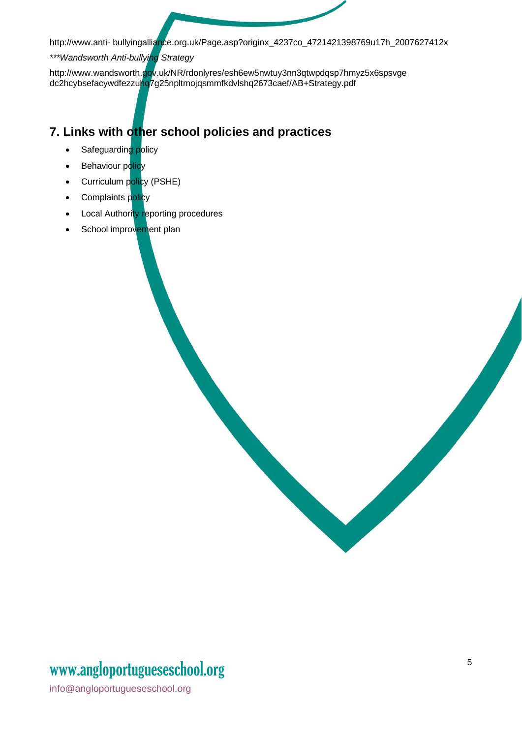http://www.anti- bullyingalliance.org.uk/Page.asp?originx_4237co_4721421398769u17h_2007627412x

****Wandsworth Anti-bullying Strategy*

http://www.wandsworth.gov.uk/NR/rdonlyres/esh6ew5nwtuy3nn3qtwpdqsp7hmyz5x6spsvge dc2hcybsefacywdfezzuhq7g25npltmojqsmmfkdvlshq2673caef/AB+Strategy.pdf

## 7. Links with other school policies and practices

- Safeguarding policy
- Behaviour policy
- Curriculum policy (PSHE)
- Complaints policy
- Local Authority reporting procedures
- School improvement plan